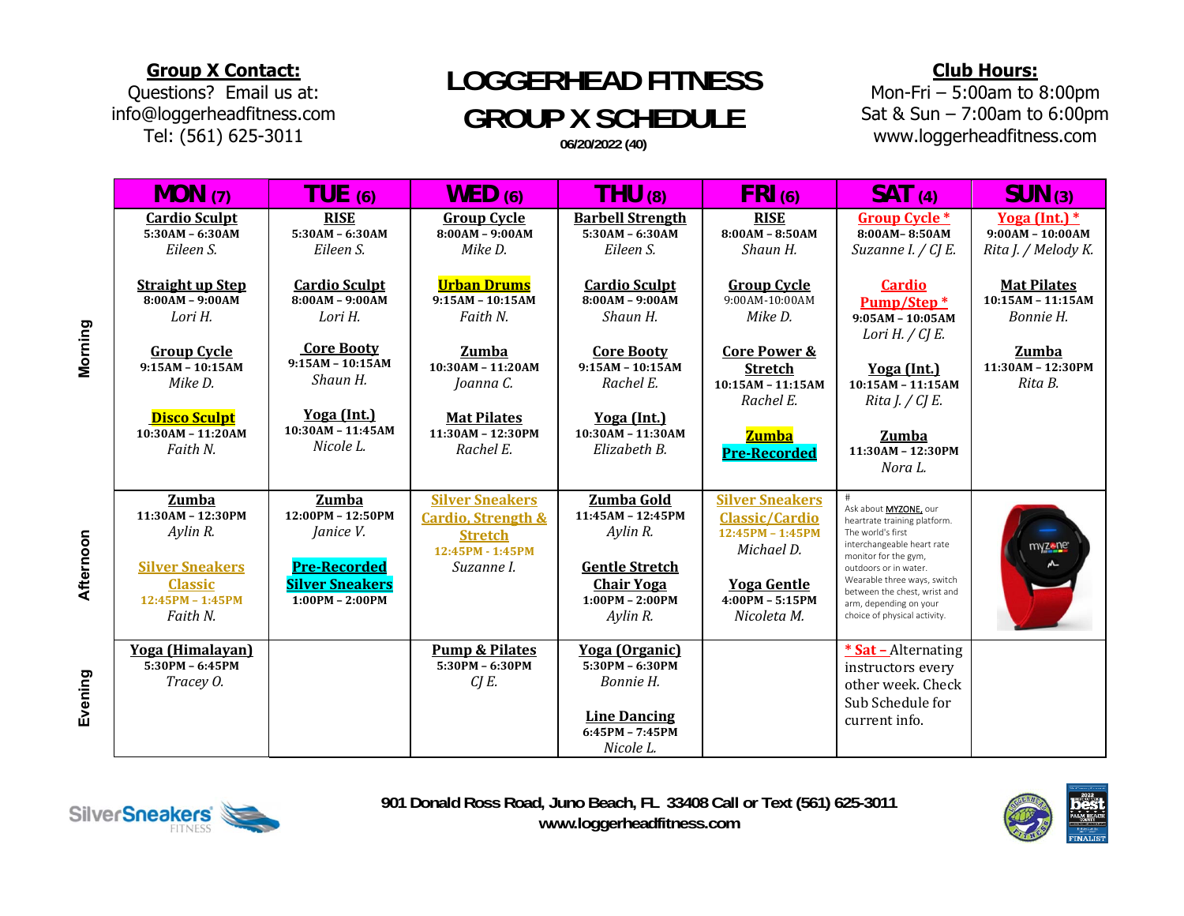**Group X Contact:**
Questions? Email us at:
info@loggerheadfitness.com
Tel: (561) 625-3011

# LOGGERHEAD FITNESS GROUP X SCHEDULE

06/20/2022 (40)

**Club Hours:**
Mon-Fri – 5:00am to 8:00pm
Sat & Sun – 7:00am to 6:00pm
www.loggerheadfitness.com

| | MON (7) | TUE (6) | WED (6) | THU (8) | FRI (6) | SAT (4) | SUN (3) |
|---|---|---|---|---|---|---|---|
| Morning | **Cardio Sculpt** 5:30AM – 6:30AM *Eileen S.*<br><br>**Straight up Step** 8:00AM – 9:00AM *Lori H.*<br><br>**Group Cycle** 9:15AM – 10:15AM *Mike D.*<br><br>**Disco Sculpt** 10:30AM – 11:20AM *Faith N.* | **RISE** 5:30AM – 6:30AM *Eileen S.*<br><br>**Cardio Sculpt** 8:00AM – 9:00AM *Lori H.*<br><br>**Core Booty** 9:15AM – 10:15AM *Shaun H.*<br><br>**Yoga (Int.)** 10:30AM – 11:45AM *Nicole L.* | **Group Cycle** 8:00AM – 9:00AM *Mike D.*<br><br>**Urban Drums** 9:15AM – 10:15AM *Faith N.*<br><br>**Zumba** 10:30AM – 11:20AM *Joanna C.*<br><br>**Mat Pilates** 11:30AM – 12:30PM *Rachel E.* | **Barbell Strength** 5:30AM – 6:30AM *Eileen S.*<br><br>**Cardio Sculpt** 8:00AM – 9:00AM *Shaun H.*<br><br>**Core Booty** 9:15AM – 10:15AM *Rachel E.*<br><br>**Yoga (Int.)** 10:30AM – 11:30AM *Elizabeth B.* | **RISE** 8:00AM – 8:50AM *Shaun H.*<br><br>**Group Cycle** 9:00AM-10:00AM *Mike D.*<br><br>**Core Power & Stretch** 10:15AM – 11:15AM *Rachel E.*<br><br>**Zumba Pre-Recorded** | **Group Cycle *** 8:00AM– 8:50AM *Suzanne I. / CJ E.*<br><br>**Cardio Pump/Step *** 9:05AM – 10:05AM *Lori H. / CJ E.*<br><br>**Yoga (Int.)** 10:15AM – 11:15AM *Rita J. / CJ E.*<br><br>**Zumba** 11:30AM – 12:30PM *Nora L.* | **Yoga (Int.) *** 9:00AM – 10:00AM *Rita J. / Melody K.*<br><br>**Mat Pilates** 10:15AM – 11:15AM *Bonnie H.*<br><br>**Zumba** 11:30AM – 12:30PM *Rita B.* |
| Afternoon | **Zumba** 11:30AM – 12:30PM *Aylin R.*<br><br>**Silver Sneakers Classic** 12:45PM – 1:45PM *Faith N.* | **Zumba** 12:00PM – 12:50PM *Janice V.*<br><br>**Pre-Recorded Silver Sneakers** 1:00PM – 2:00PM | **Silver Sneakers Cardio, Strength & Stretch** 12:45PM - 1:45PM *Suzanne I.* | **Zumba Gold** 11:45AM – 12:45PM *Aylin R.*<br><br>**Gentle Stretch Chair Yoga** 1:00PM – 2:00PM *Aylin R.* | **Silver Sneakers Classic/Cardio** 12:45PM – 1:45PM *Michael D.*<br><br>**Yoga Gentle** 4:00PM – 5:15PM *Nicoleta M.* | # Ask about MYZONE, our heartrate training platform. The world's first interchangeable heart rate monitor for the gym, outdoors or in water. Wearable three ways, switch between the chest, wrist and arm, depending on your choice of physical activity. | |
| Evening | **Yoga (Himalayan)** 5:30PM – 6:45PM *Tracey O.* | | **Pump & Pilates** 5:30PM – 6:30PM *CJ E.* | **Yoga (Organic)** 5:30PM – 6:30PM *Bonnie H.*<br><br>**Line Dancing** 6:45PM – 7:45PM *Nicole L.* | | * Sat – Alternating instructors every other week. Check Sub Schedule for current info. | |

**901 Donald Ross Road, Juno Beach, FL 33408 Call or Text (561) 625-3011**
**www.loggerheadfitness.com**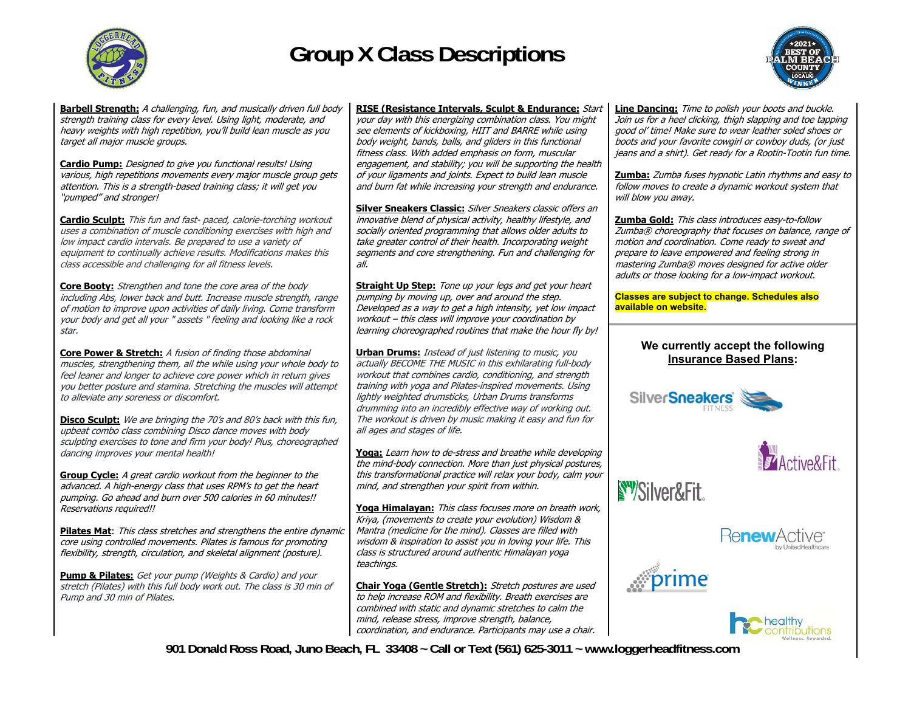# Group X Class Descriptions

**Barbell Strength:** *A challenging, fun, and musically driven full body strength training class for every level. Using light, moderate, and heavy weights with high repetition, you'll build lean muscle as you target all major muscle groups.*

**Cardio Pump:** *Designed to give you functional results! Using various, high repetitions movements every major muscle group gets attention. This is a strength-based training class; it will get you "pumped" and stronger!*

**Cardio Sculpt:** *This fun and fast- paced, calorie-torching workout uses a combination of muscle conditioning exercises with high and low impact cardio intervals. Be prepared to use a variety of equipment to continually achieve results. Modifications makes this class accessible and challenging for all fitness levels.*

**Core Booty:** *Strengthen and tone the core area of the body including Abs, lower back and butt. Increase muscle strength, range of motion to improve upon activities of daily living. Come transform your body and get all your " assets " feeling and looking like a rock star.*

**Core Power & Stretch:** *A fusion of finding those abdominal muscles, strengthening them, all the while using your whole body to feel leaner and longer to achieve core power which in return gives you better posture and stamina. Stretching the muscles will attempt to alleviate any soreness or discomfort.*

**Disco Sculpt:** *We are bringing the 70's and 80's back with this fun, upbeat combo class combining Disco dance moves with body sculpting exercises to tone and firm your body! Plus, choreographed dancing improves your mental health!*

**Group Cycle:** *A great cardio workout from the beginner to the advanced. A high-energy class that uses RPM's to get the heart pumping. Go ahead and burn over 500 calories in 60 minutes!! Reservations required!!*

**Pilates Mat**: *This class stretches and strengthens the entire dynamic core using controlled movements. Pilates is famous for promoting flexibility, strength, circulation, and skeletal alignment (posture).*

**Pump & Pilates:** *Get your pump (Weights & Cardio) and your stretch (Pilates) with this full body work out. The class is 30 min of Pump and 30 min of Pilates.*

**RISE (Resistance Intervals, Sculpt & Endurance:** *Start your day with this energizing combination class. You might see elements of kickboxing, HIIT and BARRE while using body weight, bands, balls, and gliders in this functional fitness class. With added emphasis on form, muscular engagement, and stability; you will be supporting the health of your ligaments and joints. Expect to build lean muscle and burn fat while increasing your strength and endurance.*

**Silver Sneakers Classic:** *Silver Sneakers classic offers an innovative blend of physical activity, healthy lifestyle, and socially oriented programming that allows older adults to take greater control of their health. Incorporating weight segments and core strengthening. Fun and challenging for all.*

**Straight Up Step:** *Tone up your legs and get your heart pumping by moving up, over and around the step. Developed as a way to get a high intensity, yet low impact workout – this class will improve your coordination by learning choreographed routines that make the hour fly by!*

**Urban Drums:** *Instead of just listening to music, you actually BECOME THE MUSIC in this exhilarating full-body workout that combines cardio, conditioning, and strength training with yoga and Pilates-inspired movements. Using lightly weighted drumsticks, Urban Drums transforms drumming into an incredibly effective way of working out. The workout is driven by music making it easy and fun for all ages and stages of life.*

**Yoga:** *Learn how to de-stress and breathe while developing the mind-body connection. More than just physical postures, this transformational practice will relax your body, calm your mind, and strengthen your spirit from within.*

**Yoga Himalayan:** *This class focuses more on breath work, Kriya, (movements to create your evolution) Wisdom & Mantra (medicine for the mind). Classes are filled with wisdom & inspiration to assist you in loving your life. This class is structured around authentic Himalayan yoga teachings.*

**Chair Yoga (Gentle Stretch):** *Stretch postures are used to help increase ROM and flexibility. Breath exercises are combined with static and dynamic stretches to calm the mind, release stress, improve strength, balance, coordination, and endurance. Participants may use a chair.*

**Line Dancing:** *Time to polish your boots and buckle. Join us for a heel clicking, thigh slapping and toe tapping good ol' time! Make sure to wear leather soled shoes or boots and your favorite cowgirl or cowboy duds, (or just jeans and a shirt). Get ready for a Rootin-Tootin fun time.*

**Zumba:** *Zumba fuses hypnotic Latin rhythms and easy to follow moves to create a dynamic workout system that will blow you away.*

**Zumba Gold:** *This class introduces easy-to-follow Zumba® choreography that focuses on balance, range of motion and coordination. Come ready to sweat and prepare to leave empowered and feeling strong in mastering Zumba® moves designed for active older adults or those looking for a low-impact workout.*

**Classes are subject to change. Schedules also available on website.**

**We currently accept the following Insurance Based Plans:**

SilverSneakers FITNESS

Active&Fit.

Silver&Fit.

RenewActive by UnitedHealthcare

prime

healthy contributions Wellness. Rewarded.

**901 Donald Ross Road, Juno Beach, FL 33408 ~ Call or Text (561) 625-3011 ~ www.loggerheadfitness.com**